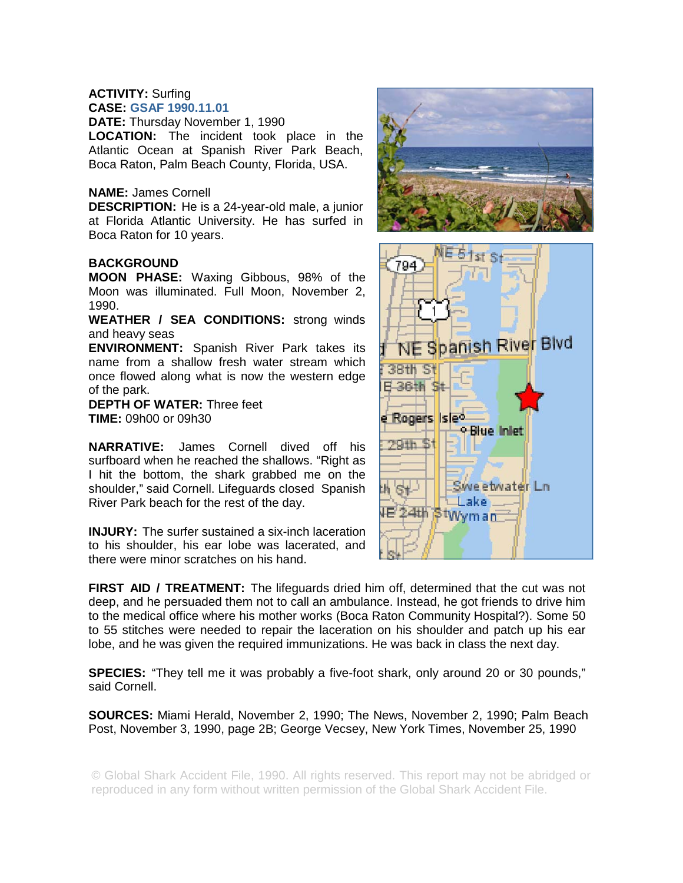**ACTIVITY:** Surfing
**CASE:** GSAF 1990.11.01
**DATE:** Thursday November 1, 1990
**LOCATION:** The incident took place in the Atlantic Ocean at Spanish River Park Beach, Boca Raton, Palm Beach County, Florida, USA.

**NAME:** James Cornell
**DESCRIPTION:** He is a 24-year-old male, a junior at Florida Atlantic University. He has surfed in Boca Raton for 10 years.

**BACKGROUND**
**MOON PHASE:** Waxing Gibbous, 98% of the Moon was illuminated. Full Moon, November 2, 1990.
**WEATHER / SEA CONDITIONS:** strong winds and heavy seas
**ENVIRONMENT:** Spanish River Park takes its name from a shallow fresh water stream which once flowed along what is now the western edge of the park.
**DEPTH OF WATER:** Three feet
**TIME:** 09h00 or 09h30

**NARRATIVE:** James Cornell dived off his surfboard when he reached the shallows. "Right as I hit the bottom, the shark grabbed me on the shoulder," said Cornell. Lifeguards closed Spanish River Park beach for the rest of the day.

**INJURY:** The surfer sustained a six-inch laceration to his shoulder, his ear lobe was lacerated, and there were minor scratches on his hand.

**FIRST AID / TREATMENT:** The lifeguards dried him off, determined that the cut was not deep, and he persuaded them not to call an ambulance. Instead, he got friends to drive him to the medical office where his mother works (Boca Raton Community Hospital?). Some 50 to 55 stitches were needed to repair the laceration on his shoulder and patch up his ear lobe, and he was given the required immunizations. He was back in class the next day.

**SPECIES:** "They tell me it was probably a five-foot shark, only around 20 or 30 pounds," said Cornell.

**SOURCES:** Miami Herald, November 2, 1990; The News, November 2, 1990; Palm Beach Post, November 3, 1990, page 2B; George Vecsey, New York Times, November 25, 1990

© Global Shark Accident File, 1990. All rights reserved. This report may not be abridged or reproduced in any form without written permission of the Global Shark Accident File.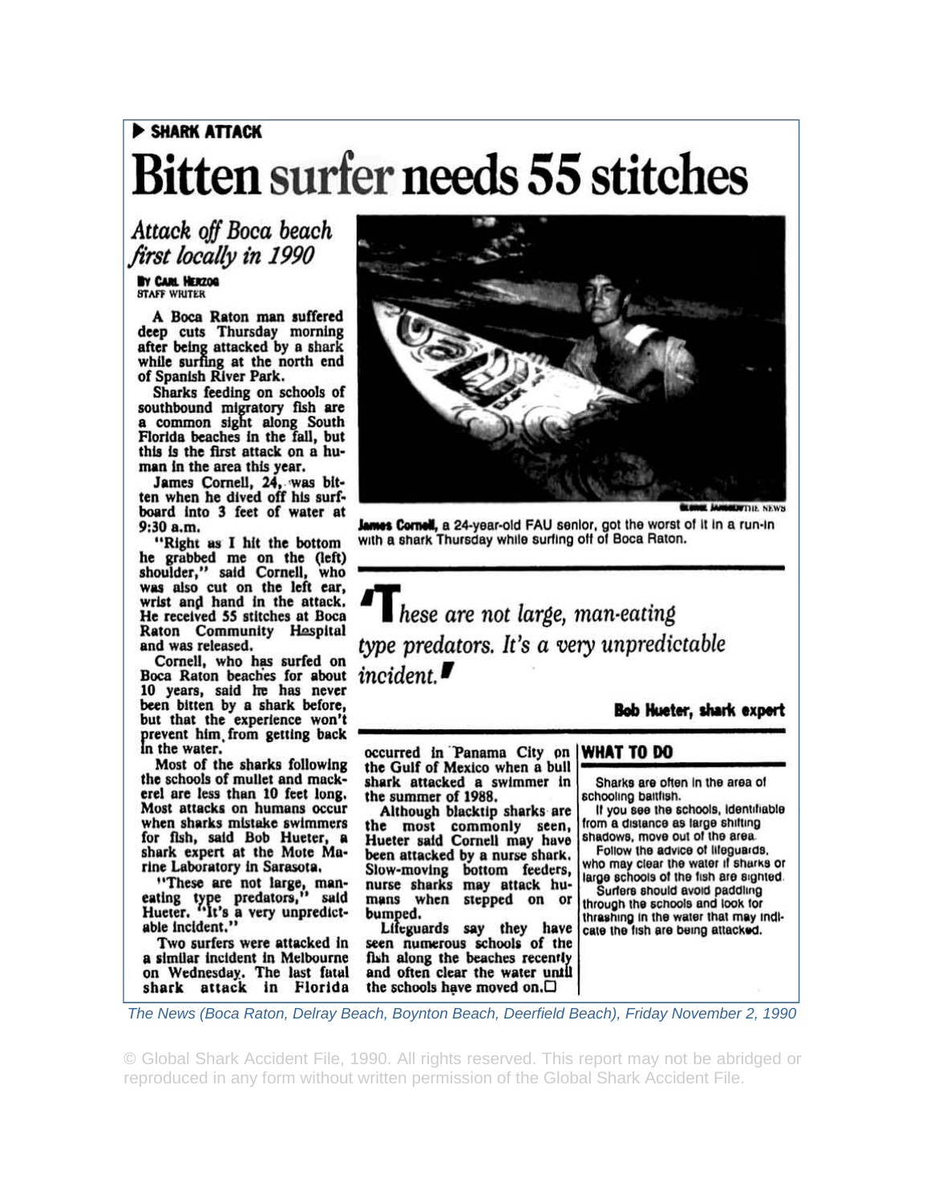▶ SHARK ATTACK

# Bitten surfer needs 55 stitches

## *Attack off Boca beach first locally in 1990*

**BY CARL HERZOG**
STAFF WRITER

A Boca Raton man suffered deep cuts Thursday morning after being attacked by a shark while surfing at the north end of Spanish River Park.

Sharks feeding on schools of southbound migratory fish are a common sight along South Florida beaches in the fall, but this is the first attack on a human in the area this year.

James Cornell, 24, was bitten when he dived off his surfboard into 3 feet of water at 9:30 a.m.

"Right as I hit the bottom he grabbed me on the (left) shoulder," said Cornell, who was also cut on the left ear, wrist and hand in the attack. He received 55 stitches at Boca Raton Community Hospital and was released.

Cornell, who has surfed on Boca Raton beaches for about 10 years, said he has never been bitten by a shark before, but that the experience won't prevent him from getting back in the water.

Most of the sharks following the schools of mullet and mackerel are less than 10 feet long. Most attacks on humans occur when sharks mistake swimmers for fish, said Bob Hueter, a shark expert at the Mote Marine Laboratory in Sarasota.

"These are not large, man-eating type predators," said Hueter. "It's a very unpredictable incident."

Two surfers were attacked in a similar incident in Melbourne on Wednesday. The last fatal shark attack in Florida occurred in Panama City on the Gulf of Mexico when a bull shark attacked a swimmer in the summer of 1988.

Although blacktip sharks are the most commonly seen, Hueter said Cornell may have been attacked by a nurse shark. Slow-moving bottom feeders, nurse sharks may attack humans when stepped on or bumped.

Lifeguards say they have seen numerous schools of the fish along the beaches recently and often clear the water until the schools have moved on.☐

GEORGE JANNSEN/THE NEWS

**James Cornell,** a 24-year-old FAU senior, got the worst of it in a run-in with a shark Thursday while surfing off of Boca Raton.

*"These are not large, man-eating type predators. It's a very unpredictable incident."*

**Bob Hueter, shark expert**

### WHAT TO DO

Sharks are often in the area of schooling baitfish.

If you see the schools, identifiable from a distance as large shifting shadows, move out of the area.

Follow the advice of lifeguards, who may clear the water if sharks or large schools of the fish are sighted.

Surfers should avoid paddling through the schools and look for thrashing in the water that may indicate the fish are being attacked.

*The News (Boca Raton, Delray Beach, Boynton Beach, Deerfield Beach), Friday November 2, 1990*

© Global Shark Accident File, 1990. All rights reserved. This report may not be abridged or reproduced in any form without written permission of the Global Shark Accident File.